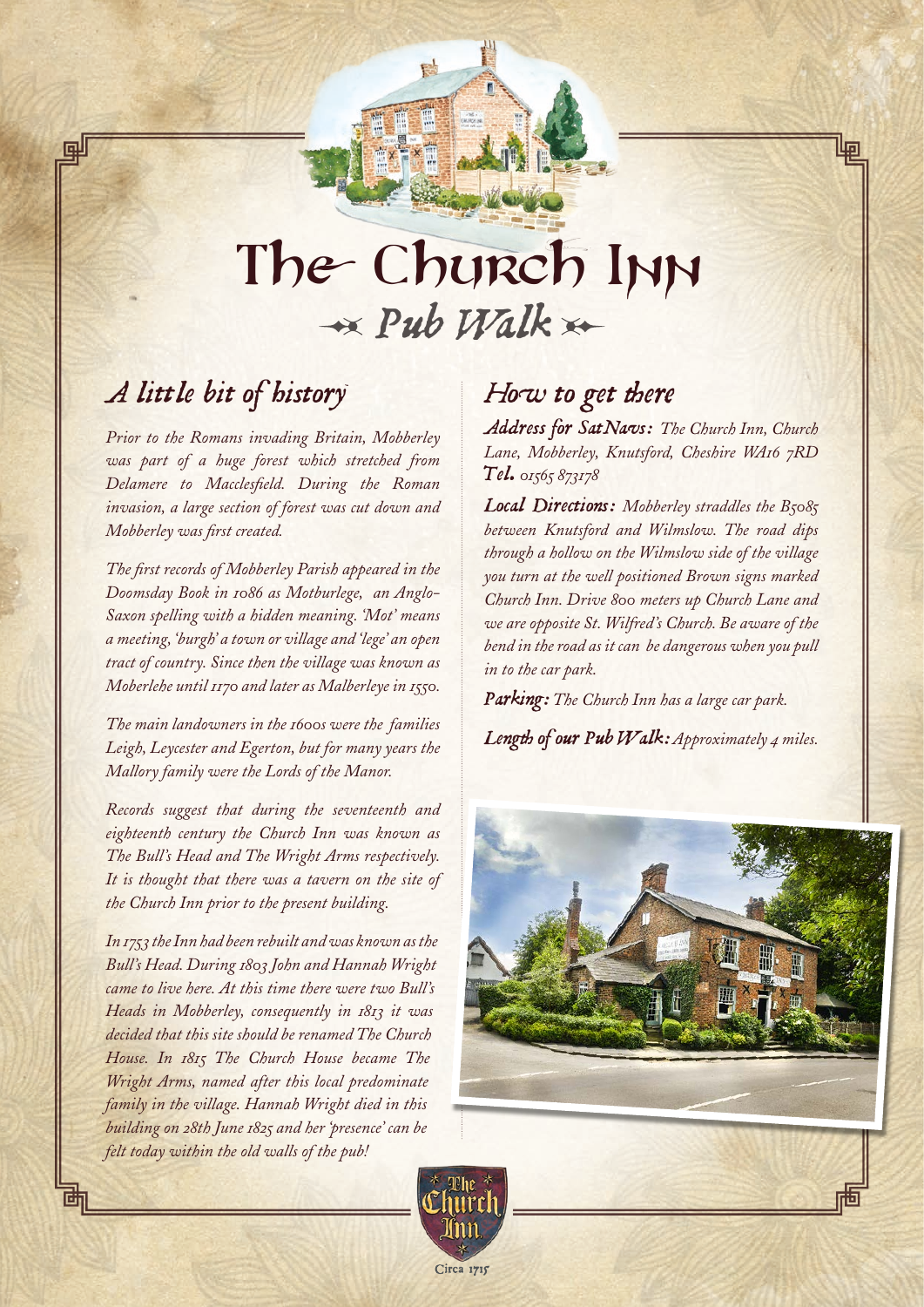# The Church Inn

## Pub Walk

## A little bit of history

*Prior to the Romans invading Britain, Mobberley was part of a huge forest which stretched from Delamere to Macclesfield. During the Roman invasion, a large section of forest was cut down and Mobberley was first created.*

*The first records of Mobberley Parish appeared in the Doomsday Book in 1086 as Motburlege, an Anglo-Saxon spelling with a hidden meaning. 'Mot' means a meeting, 'burgh' a town or village and 'lege' an open tract of country. Since then the village was known as Moberlehe until 1170 and later as Malberleye in 1550.*

*The main landowners in the 1600s were the families Leigh, Leycester and Egerton, but for many years the Mallory family were the Lords of the Manor.*

*Records suggest that during the seventeenth and eighteenth century the Church Inn was known as The Bull's Head and The Wright Arms respectively. It is thought that there was a tavern on the site of the Church Inn prior to the present building.*

*In 1753 the Inn had been rebuilt and was known as the Bull's Head. During 1803 John and Hannah Wright came to live here. At this time there were two Bull's Heads in Mobberley, consequently in 1813 it was decided that this site should be renamed The Church House. In 1815 The Church House became The Wright Arms, named after this local predominate family in the village. Hannah Wright died in this building on 28th June 1825 and her 'presence' can be felt today within the old walls of the pub!*

## How to get there

**Address for SatNavs:** *The Church Inn, Church Lane, Mobberley, Knutsford, Cheshire WA16 7RD*
**Tel.** *01565 873178*

**Local Directions:** *Mobberley straddles the B5085 between Knutsford and Wilmslow. The road dips through a hollow on the Wilmslow side of the village you turn at the well positioned Brown signs marked Church Inn. Drive 800 meters up Church Lane and we are opposite St. Wilfred's Church. Be aware of the bend in the road as it can be dangerous when you pull in to the car park.*

**Parking:** *The Church Inn has a large car park.*

**Length of our Pub Walk:** *Approximately 4 miles.*

The Church Inn
Circa 1715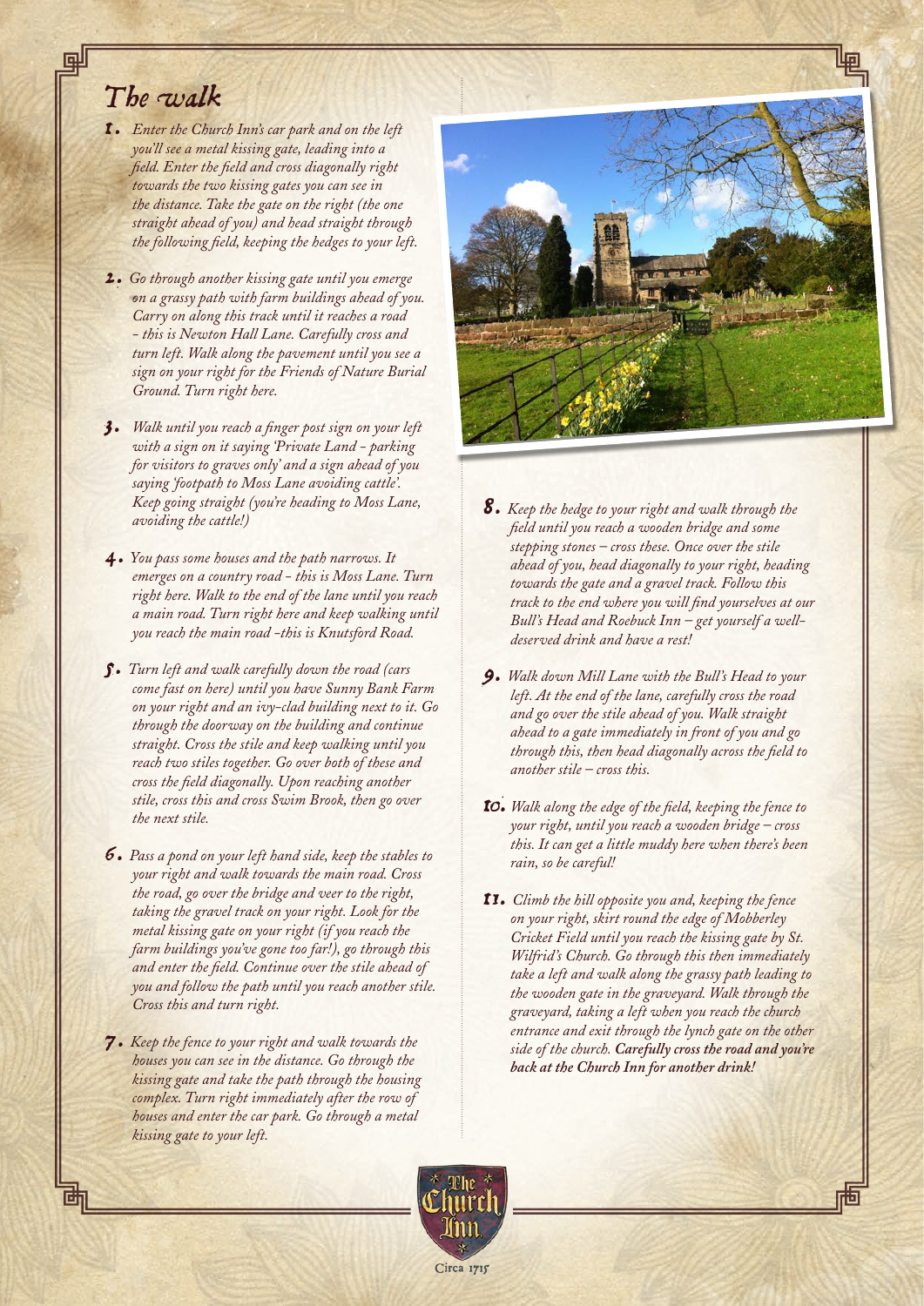# The walk

1. *Enter the Church Inn's car park and on the left you'll see a metal kissing gate, leading into a field. Enter the field and cross diagonally right towards the two kissing gates you can see in the distance. Take the gate on the right (the one straight ahead of you) and head straight through the following field, keeping the hedges to your left.*

2. *Go through another kissing gate until you emerge on a grassy path with farm buildings ahead of you. Carry on along this track until it reaches a road - this is Newton Hall Lane. Carefully cross and turn left. Walk along the pavement until you see a sign on your right for the Friends of Nature Burial Ground. Turn right here.*

3. *Walk until you reach a finger post sign on your left with a sign on it saying 'Private Land - parking for visitors to graves only' and a sign ahead of you saying 'footpath to Moss Lane avoiding cattle'. Keep going straight (you're heading to Moss Lane, avoiding the cattle!)*

4. *You pass some houses and the path narrows. It emerges on a country road - this is Moss Lane. Turn right here. Walk to the end of the lane until you reach a main road. Turn right here and keep walking until you reach the main road -this is Knutsford Road.*

5. *Turn left and walk carefully down the road (cars come fast on here) until you have Sunny Bank Farm on your right and an ivy-clad building next to it. Go through the doorway on the building and continue straight. Cross the stile and keep walking until you reach two stiles together. Go over both of these and cross the field diagonally. Upon reaching another stile, cross this and cross Swim Brook, then go over the next stile.*

6. *Pass a pond on your left hand side, keep the stables to your right and walk towards the main road. Cross the road, go over the bridge and veer to the right, taking the gravel track on your right. Look for the metal kissing gate on your right (if you reach the farm buildings you've gone too far!), go through this and enter the field. Continue over the stile ahead of you and follow the path until you reach another stile. Cross this and turn right.*

7. *Keep the fence to your right and walk towards the houses you can see in the distance. Go through the kissing gate and take the path through the housing complex. Turn right immediately after the row of houses and enter the car park. Go through a metal kissing gate to your left.*

8. *Keep the hedge to your right and walk through the field until you reach a wooden bridge and some stepping stones – cross these. Once over the stile ahead of you, head diagonally to your right, heading towards the gate and a gravel track. Follow this track to the end where you will find yourselves at our Bull's Head and Roebuck Inn – get yourself a well-deserved drink and have a rest!*

9. *Walk down Mill Lane with the Bull's Head to your left. At the end of the lane, carefully cross the road and go over the stile ahead of you. Walk straight ahead to a gate immediately in front of you and go through this, then head diagonally across the field to another stile – cross this.*

10. *Walk along the edge of the field, keeping the fence to your right, until you reach a wooden bridge – cross this. It can get a little muddy here when there's been rain, so be careful!*

11. *Climb the hill opposite you and, keeping the fence on your right, skirt round the edge of Mobberley Cricket Field until you reach the kissing gate by St. Wilfrid's Church. Go through this then immediately take a left and walk along the grassy path leading to the wooden gate in the graveyard. Walk through the graveyard, taking a left when you reach the church entrance and exit through the lynch gate on the other side of the church.* ***Carefully cross the road and you're back at the Church Inn for another drink!***

The Church Inn

Circa 1715